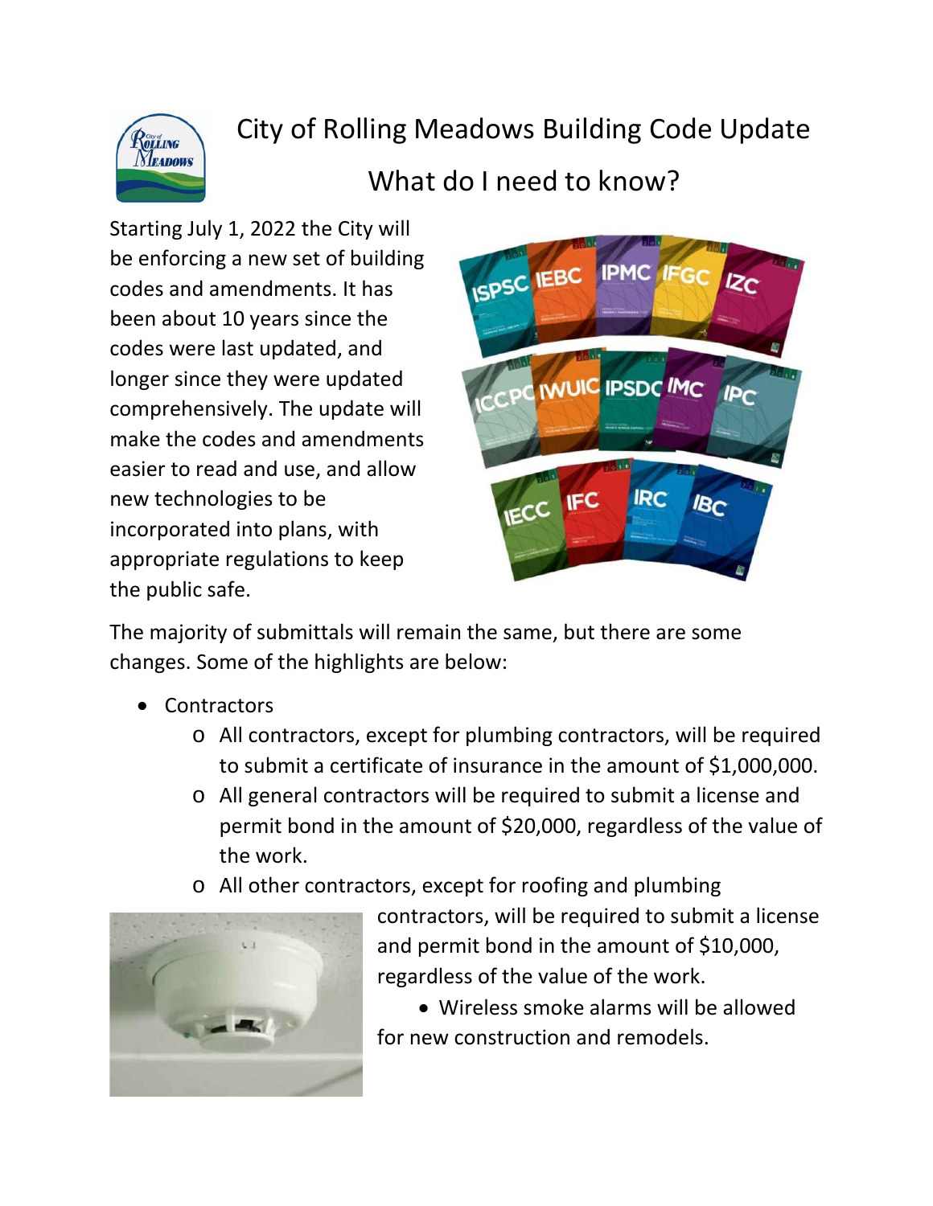# City of Rolling Meadows Building Code Update

## What do I need to know?

Starting July 1, 2022 the City will be enforcing a new set of building codes and amendments. It has been about 10 years since the codes were last updated, and longer since they were updated comprehensively. The update will make the codes and amendments easier to read and use, and allow new technologies to be incorporated into plans, with appropriate regulations to keep the public safe.

The majority of submittals will remain the same, but there are some changes. Some of the highlights are below:

- Contractors
  - All contractors, except for plumbing contractors, will be required to submit a certificate of insurance in the amount of $1,000,000.
  - All general contractors will be required to submit a license and permit bond in the amount of $20,000, regardless of the value of the work.
  - All other contractors, except for roofing and plumbing contractors, will be required to submit a license and permit bond in the amount of $10,000, regardless of the value of the work.
- Wireless smoke alarms will be allowed for new construction and remodels.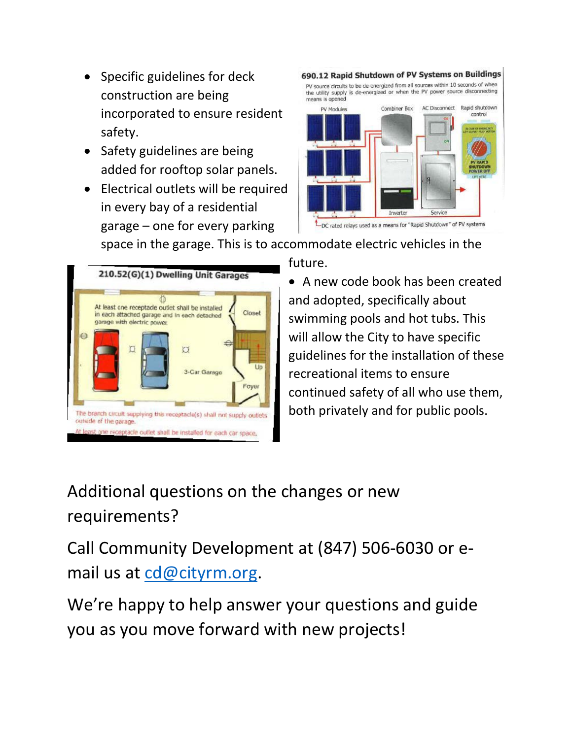- Specific guidelines for deck construction are being incorporated to ensure resident safety.
- Safety guidelines are being added for rooftop solar panels.
- Electrical outlets will be required in every bay of a residential garage – one for every parking space in the garage. This is to accommodate electric vehicles in the future.
- A new code book has been created and adopted, specifically about swimming pools and hot tubs. This will allow the City to have specific guidelines for the installation of these recreational items to ensure continued safety of all who use them, both privately and for public pools.

Additional questions on the changes or new requirements?

Call Community Development at (847) 506-6030 or e-mail us at cd@cityrm.org.

We're happy to help answer your questions and guide you as you move forward with new projects!